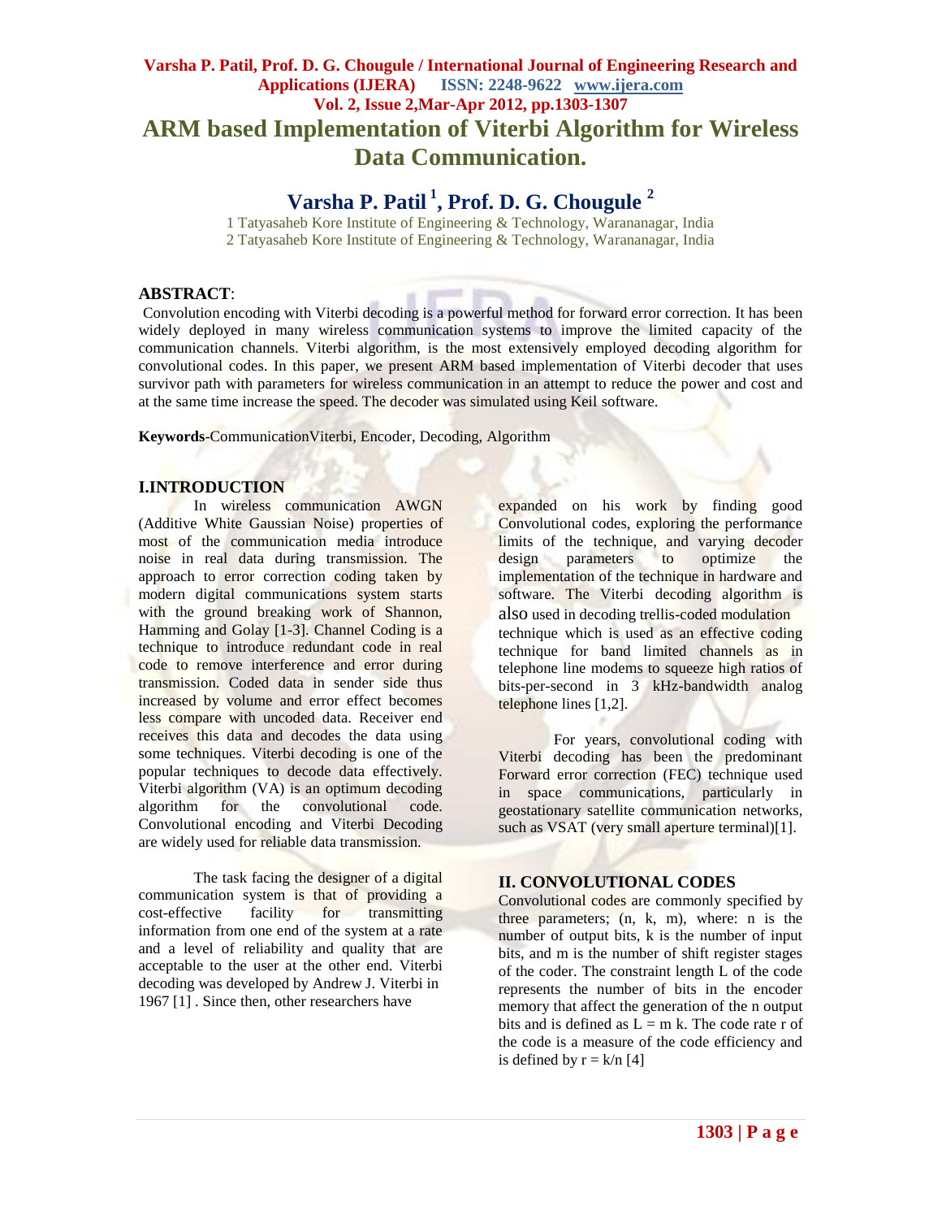# ARM based Implementation of Viterbi Algorithm for Wireless Data Communication.

## Varsha P. Patil [1], Prof. D. G. Chougule [2]

1 Tatyasaheb Kore Institute of Engineering & Technology, Warananagar, India
2 Tatyasaheb Kore Institute of Engineering & Technology, Warananagar, India

**ABSTRACT**:

Convolution encoding with Viterbi decoding is a powerful method for forward error correction. It has been widely deployed in many wireless communication systems to improve the limited capacity of the communication channels. Viterbi algorithm, is the most extensively employed decoding algorithm for convolutional codes. In this paper, we present ARM based implementation of Viterbi decoder that uses survivor path with parameters for wireless communication in an attempt to reduce the power and cost and at the same time increase the speed. The decoder was simulated using Keil software.

**Keywords**-CommunicationViterbi, Encoder, Decoding, Algorithm

## I.INTRODUCTION

In wireless communication AWGN (Additive White Gaussian Noise) properties of most of the communication media introduce noise in real data during transmission. The approach to error correction coding taken by modern digital communications system starts with the ground breaking work of Shannon, Hamming and Golay [1-3]. Channel Coding is a technique to introduce redundant code in real code to remove interference and error during transmission. Coded data in sender side thus increased by volume and error effect becomes less compare with uncoded data. Receiver end receives this data and decodes the data using some techniques. Viterbi decoding is one of the popular techniques to decode data effectively. Viterbi algorithm (VA) is an optimum decoding algorithm for the convolutional code. Convolutional encoding and Viterbi Decoding are widely used for reliable data transmission.

The task facing the designer of a digital communication system is that of providing a cost-effective facility for transmitting information from one end of the system at a rate and a level of reliability and quality that are acceptable to the user at the other end. Viterbi decoding was developed by Andrew J. Viterbi in 1967 [1] . Since then, other researchers have expanded on his work by finding good Convolutional codes, exploring the performance limits of the technique, and varying decoder design parameters to optimize the implementation of the technique in hardware and software. The Viterbi decoding algorithm is also used in decoding trellis-coded modulation technique which is used as an effective coding technique for band limited channels as in telephone line modems to squeeze high ratios of bits-per-second in 3 kHz-bandwidth analog telephone lines [1,2].

For years, convolutional coding with Viterbi decoding has been the predominant Forward error correction (FEC) technique used in space communications, particularly in geostationary satellite communication networks, such as VSAT (very small aperture terminal)[1].

## II. CONVOLUTIONAL CODES

Convolutional codes are commonly specified by three parameters; (n, k, m), where: n is the number of output bits, k is the number of input bits, and m is the number of shift register stages of the coder. The constraint length L of the code represents the number of bits in the encoder memory that affect the generation of the n output bits and is defined as $L = m\ k$. The code rate r of the code is a measure of the code efficiency and is defined by $r = k/n$ [4]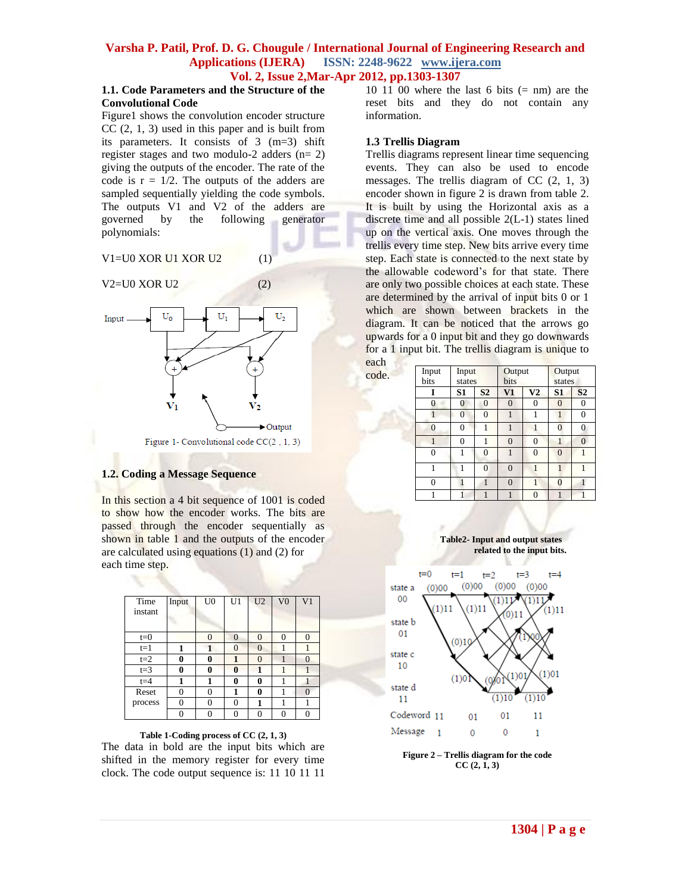### 1.1. Code Parameters and the Structure of the Convolutional Code

Figure1 shows the convolution encoder structure CC (2, 1, 3) used in this paper and is built from its parameters. It consists of 3 (m=3) shift register stages and two modulo-2 adders (n= 2) giving the outputs of the encoder. The rate of the code is r = 1/2. The outputs of the adders are sampled sequentially yielding the code symbols. The outputs V1 and V2 of the adders are governed by the following generator polynomials:

V1=U0 XOR U1 XOR U2 (1)

V2=U0 XOR U2 (2)

Figure 1- Convolutional code CC(2 , 1, 3)

### 1.2. Coding a Message Sequence

In this section a 4 bit sequence of 1001 is coded to show how the encoder works. The bits are passed through the encoder sequentially as shown in table 1 and the outputs of the encoder are calculated using equations (1) and (2) for each time step.

| Time instant | Input | U0 | U1 | U2 | V0 | V1 |
|---|---|---|---|---|---|---|
| t=0 | | 0 | 0 | 0 | 0 | 0 |
| t=1 | **1** | **1** | 0 | 0 | 1 | 1 |
| t=2 | **0** | **0** | **1** | 0 | 1 | 0 |
| t=3 | **0** | **0** | **0** | **1** | 1 | 1 |
| t=4 | **1** | **1** | **0** | **0** | 1 | 1 |
| Reset process | 0 | 0 | **1** | **0** | 1 | 0 |
| | 0 | 0 | 0 | **1** | 1 | 1 |
| | 0 | 0 | 0 | 0 | 0 | 0 |

**Table 1-Coding process of CC (2, 1, 3)**

The data in bold are the input bits which are shifted in the memory register for every time clock. The code output sequence is: 11 10 11 11 10 11 00 where the last 6 bits (= nm) are the reset bits and they do not contain any information.

### 1.3 Trellis Diagram

Trellis diagrams represent linear time sequencing events. They can also be used to encode messages. The trellis diagram of CC (2, 1, 3) encoder shown in figure 2 is drawn from table 2. It is built by using the Horizontal axis as a discrete time and all possible 2(L-1) states lined up on the vertical axis. One moves through the trellis every time step. New bits arrive every time step. Each state is connected to the next state by the allowable codeword's for that state. There are only two possible choices at each state. These are determined by the arrival of input bits 0 or 1 which are shown between brackets in the diagram. It can be noticed that the arrows go upwards for a 0 input bit and they go downwards for a 1 input bit. The trellis diagram is unique to each code.

| Input bits | Input states | | Output bits | | Output states | |
|---|---|---|---|---|---|---|
| **I** | **S1** | **S2** | **V1** | **V2** | **S1** | **S2** |
| 0 | 0 | 0 | 0 | 0 | 0 | 0 |
| 1 | 0 | 0 | 1 | 1 | 1 | 0 |
| 0 | 0 | 1 | 1 | 1 | 0 | 0 |
| 1 | 0 | 1 | 0 | 0 | 1 | 0 |
| 0 | 1 | 0 | 1 | 0 | 0 | 1 |
| 1 | 1 | 0 | 0 | 1 | 1 | 1 |
| 0 | 1 | 1 | 0 | 1 | 0 | 1 |
| 1 | 1 | 1 | 1 | 0 | 1 | 1 |

**Table2- Input and output states related to the input bits.**

**Figure 2 – Trellis diagram for the code CC (2, 1, 3)**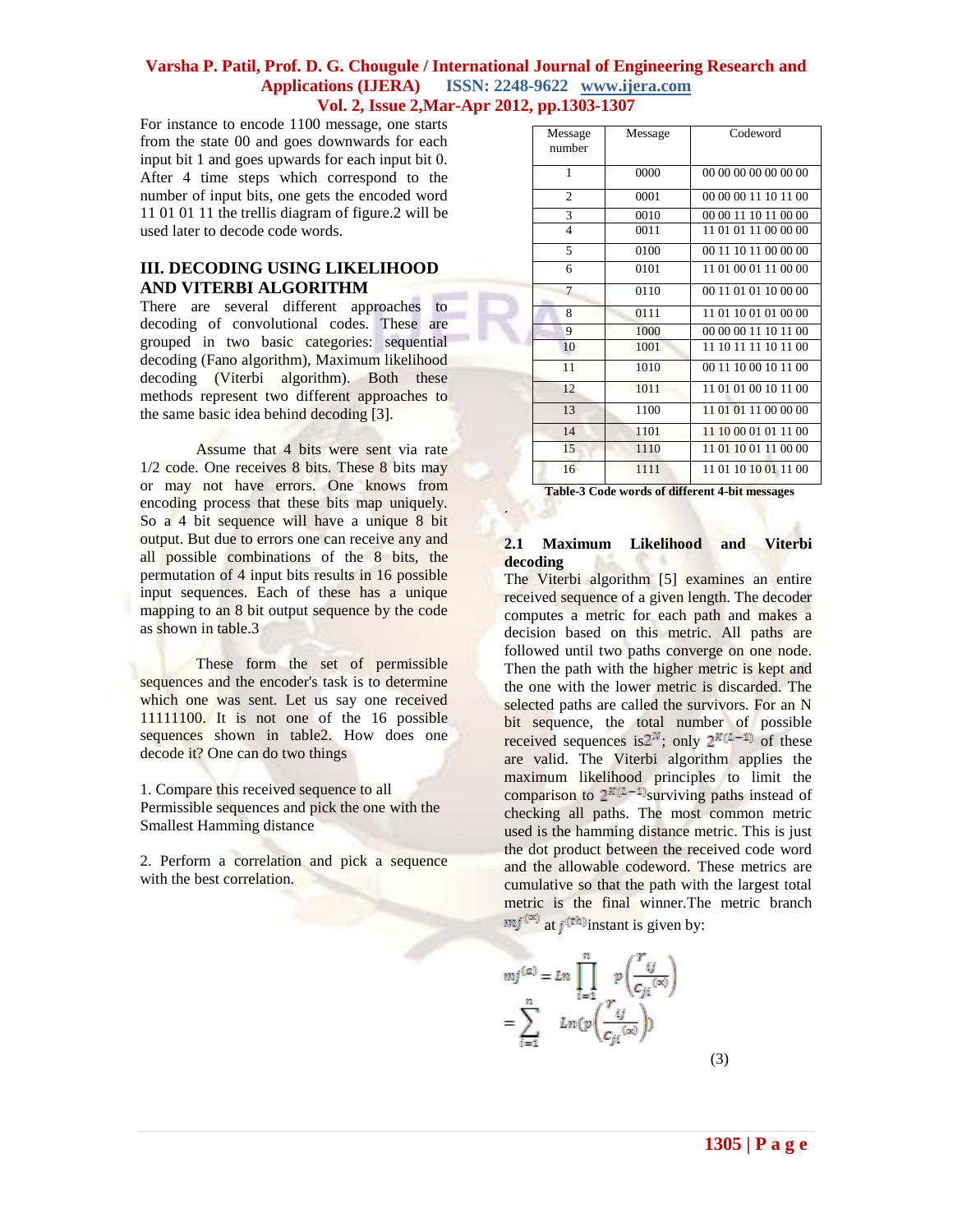For instance to encode 1100 message, one starts from the state 00 and goes downwards for each input bit 1 and goes upwards for each input bit 0. After 4 time steps which correspond to the number of input bits, one gets the encoded word 11 01 01 11 the trellis diagram of figure.2 will be used later to decode code words.

## III. DECODING USING LIKELIHOOD AND VITERBI ALGORITHM

There are several different approaches to decoding of convolutional codes. These are grouped in two basic categories: sequential decoding (Fano algorithm), Maximum likelihood decoding (Viterbi algorithm). Both these methods represent two different approaches to the same basic idea behind decoding [3].

Assume that 4 bits were sent via rate 1/2 code. One receives 8 bits. These 8 bits may or may not have errors. One knows from encoding process that these bits map uniquely. So a 4 bit sequence will have a unique 8 bit output. But due to errors one can receive any and all possible combinations of the 8 bits, the permutation of 4 input bits results in 16 possible input sequences. Each of these has a unique mapping to an 8 bit output sequence by the code as shown in table.3

These form the set of permissible sequences and the encoder's task is to determine which one was sent. Let us say one received 11111100. It is not one of the 16 possible sequences shown in table2. How does one decode it? One can do two things

1. Compare this received sequence to all Permissible sequences and pick the one with the Smallest Hamming distance

2. Perform a correlation and pick a sequence with the best correlation.

| Message number | Message | Codeword |
|---|---|---|
| 1 | 0000 | 00 00 00 00 00 00 00 |
| 2 | 0001 | 00 00 00 11 10 11 00 |
| 3 | 0010 | 00 00 11 10 11 00 00 |
| 4 | 0011 | 11 01 01 11 00 00 00 |
| 5 | 0100 | 00 11 10 11 00 00 00 |
| 6 | 0101 | 11 01 00 01 11 00 00 |
| 7 | 0110 | 00 11 01 01 10 00 00 |
| 8 | 0111 | 11 01 10 01 01 00 00 |
| 9 | 1000 | 00 00 00 11 10 11 00 |
| 10 | 1001 | 11 10 11 11 10 11 00 |
| 11 | 1010 | 00 11 10 00 10 11 00 |
| 12 | 1011 | 11 01 01 00 10 11 00 |
| 13 | 1100 | 11 01 01 11 00 00 00 |
| 14 | 1101 | 11 10 00 01 01 11 00 |
| 15 | 1110 | 11 01 10 01 11 00 00 |
| 16 | 1111 | 11 01 10 10 01 11 00 |

**Table-3 Code words of different 4-bit messages**

### 2.1 Maximum Likelihood and Viterbi decoding

The Viterbi algorithm [5] examines an entire received sequence of a given length. The decoder computes a metric for each path and makes a decision based on this metric. All paths are followed until two paths converge on one node. Then the path with the higher metric is kept and the one with the lower metric is discarded. The selected paths are called the survivors. For an N bit sequence, the total number of possible received sequences is $2^N$; only $2^{K(L-1)}$ of these are valid. The Viterbi algorithm applies the maximum likelihood principles to limit the comparison to $2^{K(L-1)}$ surviving paths instead of checking all paths. The most common metric used is the hamming distance metric. This is just the dot product between the received code word and the allowable codeword. These metrics are cumulative so that the path with the largest total metric is the final winner.The metric branch $mj^{(\alpha)}$ at $j^{(th)}$ instant is given by:

$$mj^{(\alpha)} = Ln \prod_{i=1}^{n} p\left(\frac{r_{ij}}{c_{ji}^{(\alpha)}}\right) = \sum_{i=1}^{n} Ln\left(p\left(\frac{r_{ij}}{c_{ji}^{(\alpha)}}\right)\right) \quad (3)$$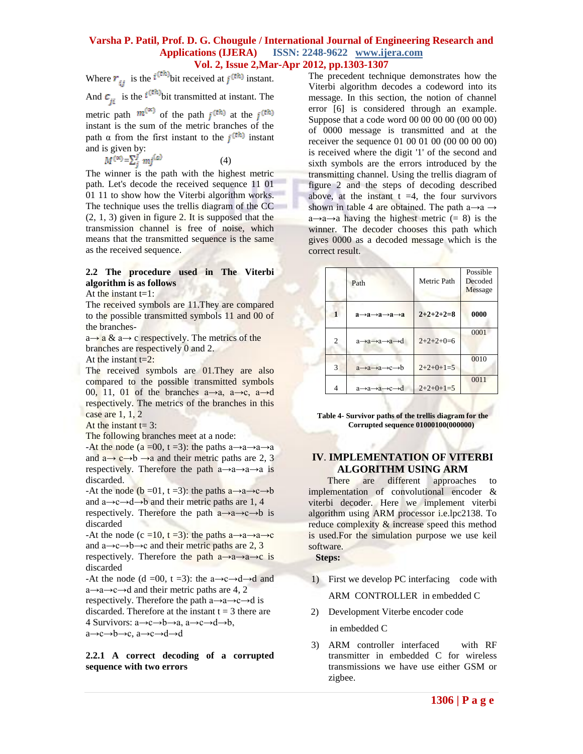Where $r_{ij}$ is the $i^{(th)}$ bit received at $j^{(th)}$ instant.

And $c_{ji}$ is the $i^{(th)}$ bit transmitted at instant. The metric path $m^{(\alpha)}$ of the path $j^{(th)}$ at the $j^{(th)}$ instant is the sum of the metric branches of the path α from the first instant to the $j^{(th)}$ instant and is given by:

$$M^{(\alpha)} = \sum_{j}^{J} mj^{(\alpha)} \quad (4)$$

The winner is the path with the highest metric path. Let's decode the received sequence 11 01 01 11 to show how the Viterbi algorithm works. The technique uses the trellis diagram of the CC (2, 1, 3) given in figure 2. It is supposed that the transmission channel is free of noise, which means that the transmitted sequence is the same as the received sequence.

### 2.2 The procedure used in The Viterbi algorithm is as follows

At the instant t=1:

The received symbols are 11.They are compared to the possible transmitted symbols 11 and 00 of the branches-

a→ a & a→ c respectively. The metrics of the branches are respectively 0 and 2.

At the instant t=2:

The received symbols are 01.They are also compared to the possible transmitted symbols 00, 11, 01 of the branches a→a, a→c, a→d respectively. The metrics of the branches in this case are 1, 1, 2

At the instant t= 3:

The following branches meet at a node:

-At the node (a =00, t =3): the paths a→a→a→a and a→ c→b →a and their metric paths are 2, 3 respectively. Therefore the path a→a→a→a is discarded.

-At the node (b =01, t =3): the paths a→a→c→b and a→c→d→b and their metric paths are 1, 4 respectively. Therefore the path a→a→c→b is discarded

-At the node (c =10, t =3): the paths a→a→a→c and a→c→b→c and their metric paths are 2, 3 respectively. Therefore the path a→a→a→c is discarded

-At the node (d =00, t =3): the a→c→d→d and a→a→c→d and their metric paths are 4, 2 respectively. Therefore the path a→a→c→d is discarded. Therefore at the instant t = 3 there are 4 Survivors: a→c→b→a, a→c→d→b, a→c→b→c, a→c→d→d

#### 2.2.1 A correct decoding of a corrupted sequence with two errors

The precedent technique demonstrates how the Viterbi algorithm decodes a codeword into its message. In this section, the notion of channel error [6] is considered through an example. Suppose that a code word 00 00 00 00 (00 00 00) of 0000 message is transmitted and at the receiver the sequence 01 00 01 00 (00 00 00) is received where the digit '1' of the second and sixth symbols are the errors introduced by the transmitting channel. Using the trellis diagram of figure 2 and the steps of decoding described above, at the instant t =4, the four survivors shown in table 4 are obtained. The path a→a → a→a→a having the highest metric (= 8) is the winner. The decoder chooses this path which gives 0000 as a decoded message which is the correct result.

| | Path | Metric Path | Possible Decoded Message |
|---|---|---|---|
| **1** | **a→a→a→a→a** | **2+2+2+2=8** | **0000** |
| 2 | a→a→a→a→d | 2+2+2+0=6 | 0001 |
| 3 | a→a→a→c→b | 2+2+0+1=5 | 0010 |
| 4 | a→a→a→c→d | 2+2+0+1=5 | 0011 |

**Table 4- Survivor paths of the trellis diagram for the Corrupted sequence 01000100(000000)**

## IV. IMPLEMENTATION OF VITERBI ALGORITHM USING ARM

There are different approaches to implementation of convolutional encoder & viterbi decoder. Here we implement viterbi algorithm using ARM processor i.e.lpc2138. To reduce complexity & increase speed this method is used.For the simulation purpose we use keil software.

**Steps:**

1) First we develop PC interfacing code with ARM CONTROLLER in embedded C
2) Development Viterbe encoder code in embedded C
3) ARM controller interfaced with RF transmitter in embedded C for wireless transmissions we have use either GSM or zigbee.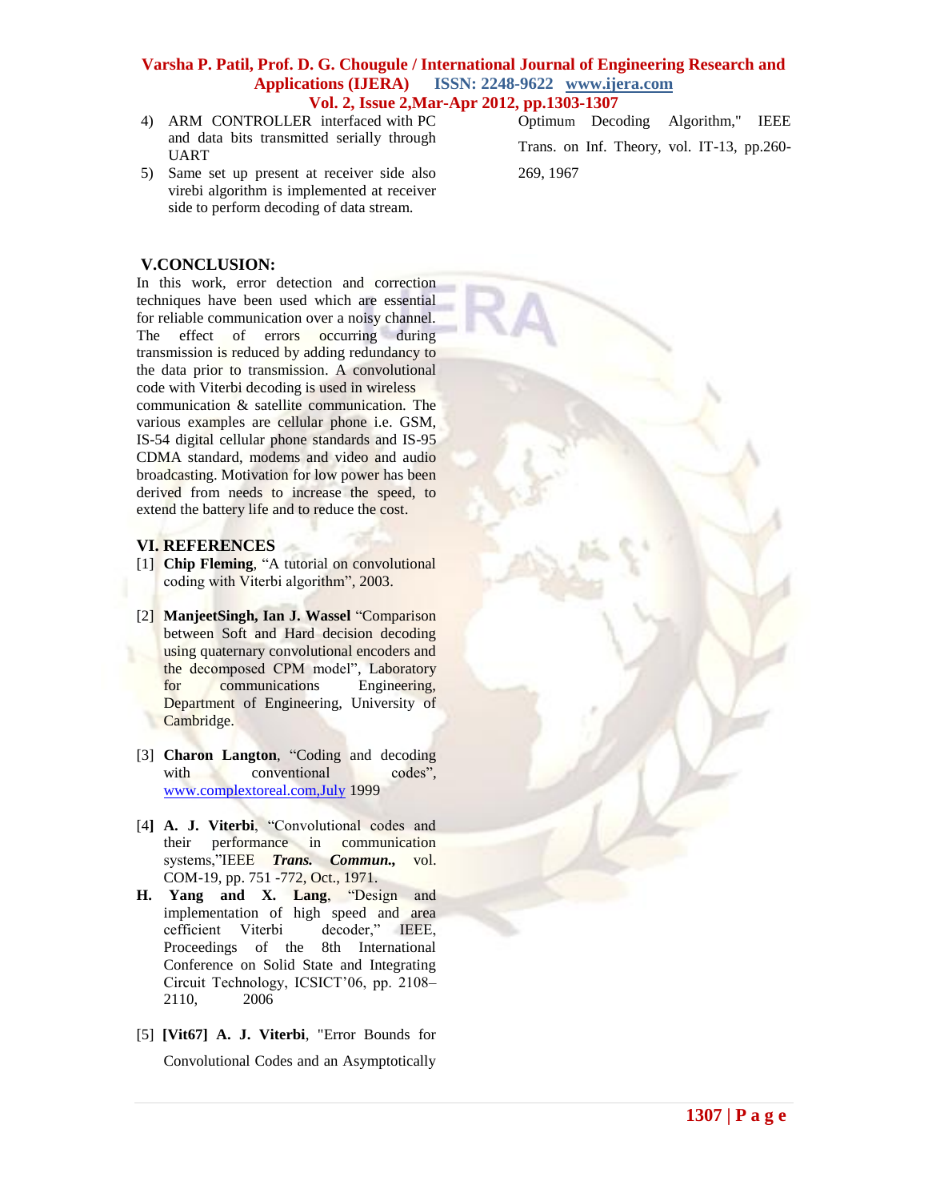4) ARM CONTROLLER interfaced with PC and data bits transmitted serially through UART
5) Same set up present at receiver side also virebi algorithm is implemented at receiver side to perform decoding of data stream.

## V.CONCLUSION:

In this work, error detection and correction techniques have been used which are essential for reliable communication over a noisy channel. The effect of errors occurring during transmission is reduced by adding redundancy to the data prior to transmission. A convolutional code with Viterbi decoding is used in wireless communication & satellite communication. The various examples are cellular phone i.e. GSM, IS-54 digital cellular phone standards and IS-95 CDMA standard, modems and video and audio broadcasting. Motivation for low power has been derived from needs to increase the speed, to extend the battery life and to reduce the cost.

## VI. REFERENCES

[1] **Chip Fleming**, "A tutorial on convolutional coding with Viterbi algorithm", 2003.

[2] **ManjeetSingh, Ian J. Wassel** "Comparison between Soft and Hard decision decoding using quaternary convolutional encoders and the decomposed CPM model", Laboratory for communications Engineering, Department of Engineering, University of Cambridge.

[3] **Charon Langton**, "Coding and decoding with conventional codes", www.complextoreal.com,July 1999

[4] **A. J. Viterbi**, "Convolutional codes and their performance in communication systems,"IEEE ***Trans. Commun.,*** vol. COM-19, pp. 751 -772, Oct., 1971.

**H. Yang and X. Lang**, "Design and implementation of high speed and area cefficient Viterbi decoder," IEEE, Proceedings of the 8th International Conference on Solid State and Integrating Circuit Technology, ICSICT'06, pp. 2108–2110, 2006

[5] **[Vit67] A. J. Viterbi**, "Error Bounds for Convolutional Codes and an Asymptotically Optimum Decoding Algorithm," IEEE Trans. on Inf. Theory, vol. IT-13, pp.260-269, 1967